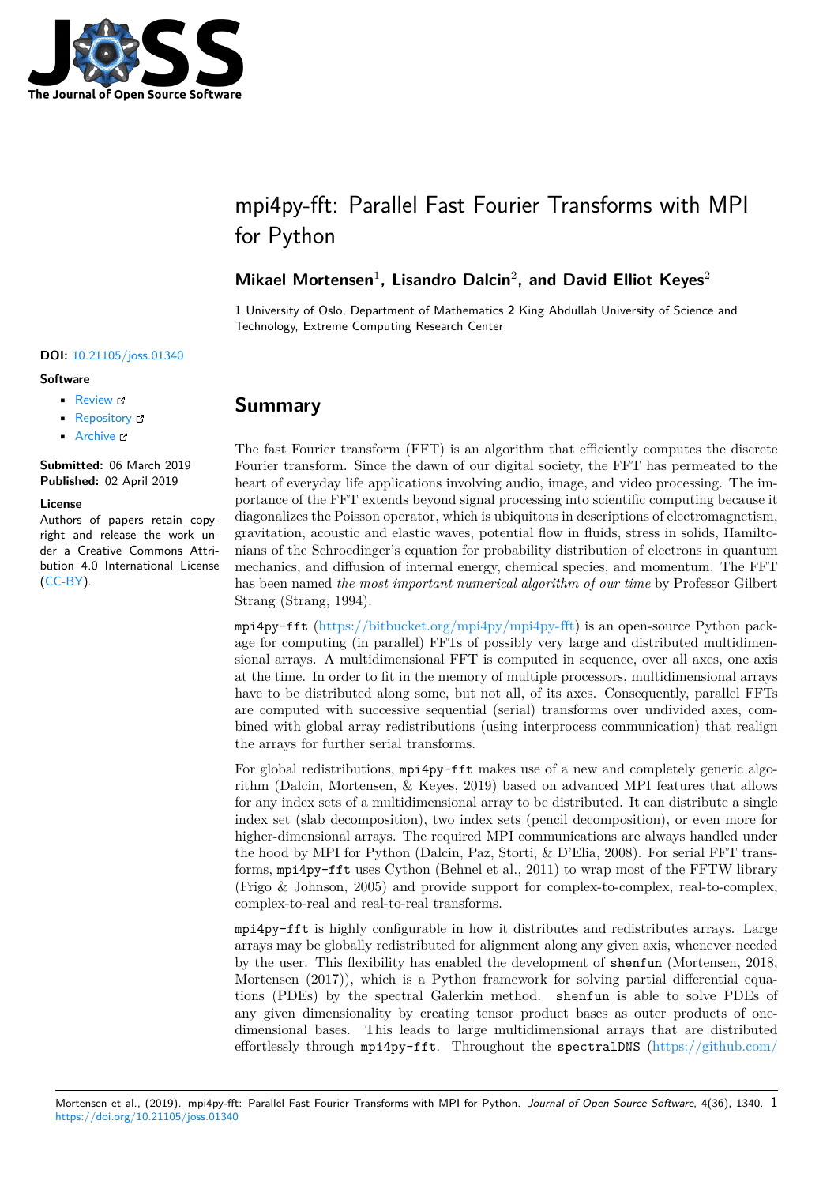# mpi4py-fft: Parallel Fast Fourier Transforms with MPI for Python

**Mikael Mortensen**[1]**, Lisandro Dalcin**[2]**, and David Elliot Keyes**[2]

**1** University of Oslo, Department of Mathematics **2** King Abdullah University of Science and Technology, Extreme Computing Research Center

**DOI:** 10.21105/joss.01340

**Software**

- Review
- Repository
- Archive

**Submitted:** 06 March 2019
**Published:** 02 April 2019

**License**
Authors of papers retain copyright and release the work under a Creative Commons Attribution 4.0 International License (CC-BY).

## Summary

The fast Fourier transform (FFT) is an algorithm that efficiently computes the discrete Fourier transform. Since the dawn of our digital society, the FFT has permeated to the heart of everyday life applications involving audio, image, and video processing. The importance of the FFT extends beyond signal processing into scientific computing because it diagonalizes the Poisson operator, which is ubiquitous in descriptions of electromagnetism, gravitation, acoustic and elastic waves, potential flow in fluids, stress in solids, Hamiltonians of the Schroedinger's equation for probability distribution of electrons in quantum mechanics, and diffusion of internal energy, chemical species, and momentum. The FFT has been named *the most important numerical algorithm of our time* by Professor Gilbert Strang (Strang, 1994).

`mpi4py-fft` (https://bitbucket.org/mpi4py/mpi4py-fft) is an open-source Python package for computing (in parallel) FFTs of possibly very large and distributed multidimensional arrays. A multidimensional FFT is computed in sequence, over all axes, one axis at the time. In order to fit in the memory of multiple processors, multidimensional arrays have to be distributed along some, but not all, of its axes. Consequently, parallel FFTs are computed with successive sequential (serial) transforms over undivided axes, combined with global array redistributions (using interprocess communication) that realign the arrays for further serial transforms.

For global redistributions, `mpi4py-fft` makes use of a new and completely generic algorithm (Dalcin, Mortensen, & Keyes, 2019) based on advanced MPI features that allows for any index sets of a multidimensional array to be distributed. It can distribute a single index set (slab decomposition), two index sets (pencil decomposition), or even more for higher-dimensional arrays. The required MPI communications are always handled under the hood by MPI for Python (Dalcin, Paz, Storti, & D'Elia, 2008). For serial FFT transforms, `mpi4py-fft` uses Cython (Behnel et al., 2011) to wrap most of the FFTW library (Frigo & Johnson, 2005) and provide support for complex-to-complex, real-to-complex, complex-to-real and real-to-real transforms.

`mpi4py-fft` is highly configurable in how it distributes and redistributes arrays. Large arrays may be globally redistributed for alignment along any given axis, whenever needed by the user. This flexibility has enabled the development of `shenfun` (Mortensen, 2018, Mortensen (2017)), which is a Python framework for solving partial differential equations (PDEs) by the spectral Galerkin method. `shenfun` is able to solve PDEs of any given dimensionality by creating tensor product bases as outer products of one-dimensional bases. This leads to large multidimensional arrays that are distributed effortlessly through `mpi4py-fft`. Throughout the `spectralDNS` (https://github.com/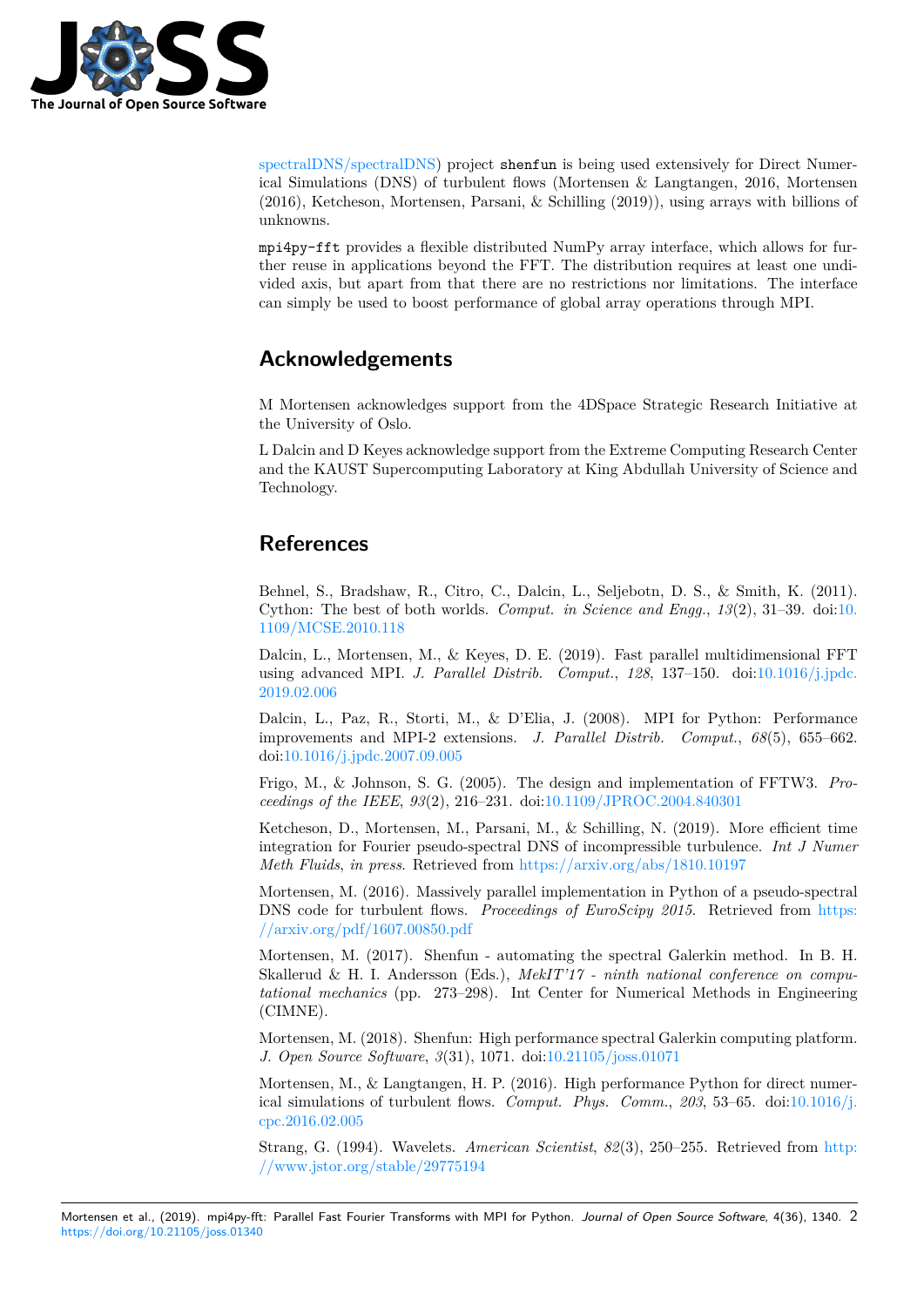spectralDNS/spectralDNS) project `shenfun` is being used extensively for Direct Numerical Simulations (DNS) of turbulent flows (Mortensen & Langtangen, 2016, Mortensen (2016), Ketcheson, Mortensen, Parsani, & Schilling (2019)), using arrays with billions of unknowns.

`mpi4py-fft` provides a flexible distributed NumPy array interface, which allows for further reuse in applications beyond the FFT. The distribution requires at least one undivided axis, but apart from that there are no restrictions nor limitations. The interface can simply be used to boost performance of global array operations through MPI.

## Acknowledgements

M Mortensen acknowledges support from the 4DSpace Strategic Research Initiative at the University of Oslo.

L Dalcin and D Keyes acknowledge support from the Extreme Computing Research Center and the KAUST Supercomputing Laboratory at King Abdullah University of Science and Technology.

## References

Behnel, S., Bradshaw, R., Citro, C., Dalcin, L., Seljebotn, D. S., & Smith, K. (2011). Cython: The best of both worlds. *Comput. in Science and Engg.*, *13*(2), 31–39. doi:10.1109/MCSE.2010.118

Dalcin, L., Mortensen, M., & Keyes, D. E. (2019). Fast parallel multidimensional FFT using advanced MPI. *J. Parallel Distrib. Comput.*, *128*, 137–150. doi:10.1016/j.jpdc.2019.02.006

Dalcin, L., Paz, R., Storti, M., & D'Elia, J. (2008). MPI for Python: Performance improvements and MPI-2 extensions. *J. Parallel Distrib. Comput.*, *68*(5), 655–662. doi:10.1016/j.jpdc.2007.09.005

Frigo, M., & Johnson, S. G. (2005). The design and implementation of FFTW3. *Proceedings of the IEEE*, *93*(2), 216–231. doi:10.1109/JPROC.2004.840301

Ketcheson, D., Mortensen, M., Parsani, M., & Schilling, N. (2019). More efficient time integration for Fourier pseudo-spectral DNS of incompressible turbulence. *Int J Numer Meth Fluids*, *in press*. Retrieved from https://arxiv.org/abs/1810.10197

Mortensen, M. (2016). Massively parallel implementation in Python of a pseudo-spectral DNS code for turbulent flows. *Proceedings of EuroScipy 2015*. Retrieved from https://arxiv.org/pdf/1607.00850.pdf

Mortensen, M. (2017). Shenfun - automating the spectral Galerkin method. In B. H. Skallerud & H. I. Andersson (Eds.), *MekIT'17 - ninth national conference on computational mechanics* (pp. 273–298). Int Center for Numerical Methods in Engineering (CIMNE).

Mortensen, M. (2018). Shenfun: High performance spectral Galerkin computing platform. *J. Open Source Software*, *3*(31), 1071. doi:10.21105/joss.01071

Mortensen, M., & Langtangen, H. P. (2016). High performance Python for direct numerical simulations of turbulent flows. *Comput. Phys. Comm.*, *203*, 53–65. doi:10.1016/j.cpc.2016.02.005

Strang, G. (1994). Wavelets. *American Scientist*, *82*(3), 250–255. Retrieved from http://www.jstor.org/stable/29775194